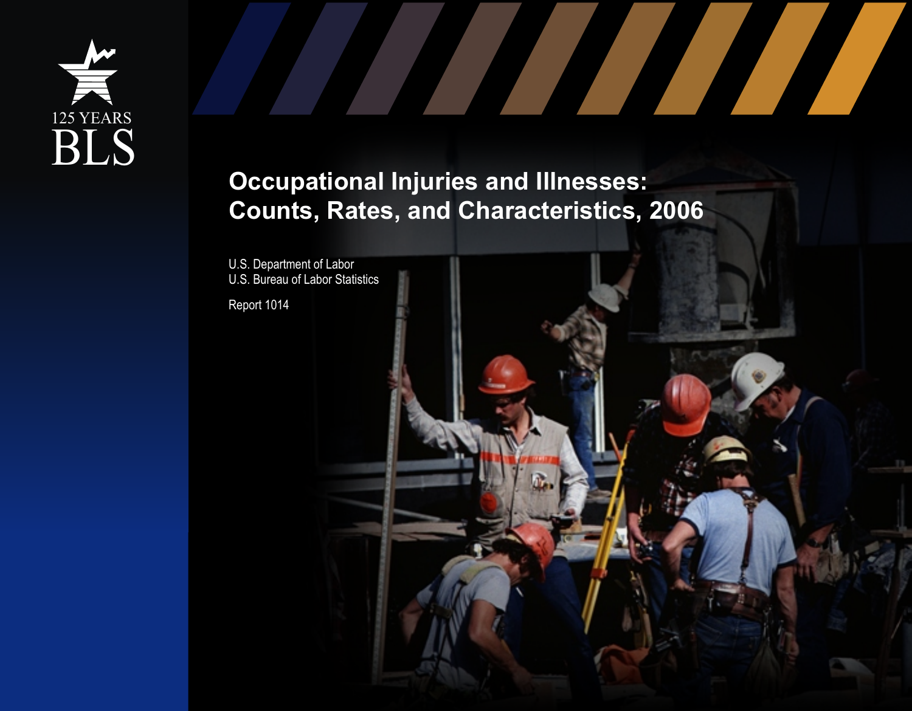125 YEARS

BLS

# Occupational Injuries and Illnesses: Counts, Rates, and Characteristics, 2006

U.S. Department of Labor
U.S. Bureau of Labor Statistics

Report 1014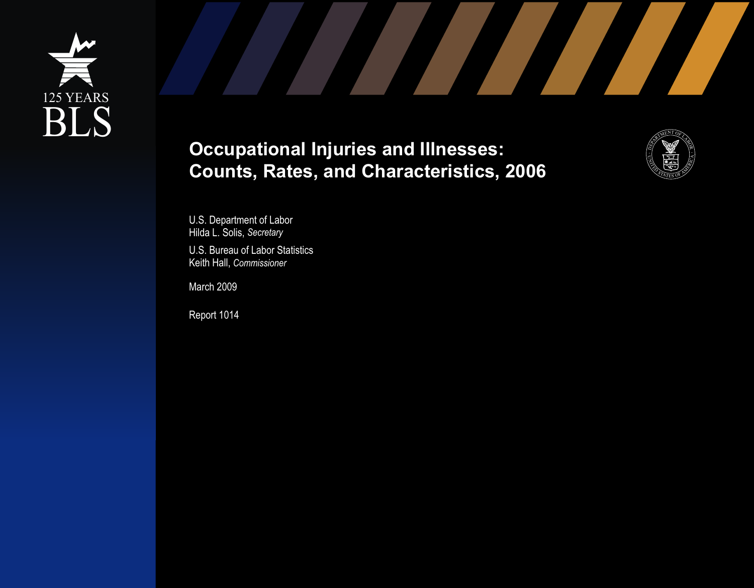125 YEARS

BLS

# Occupational Injuries and Illnesses: Counts, Rates, and Characteristics, 2006

U.S. Department of Labor
Hilda L. Solis, *Secretary*

U.S. Bureau of Labor Statistics
Keith Hall, *Commissioner*

March 2009

Report 1014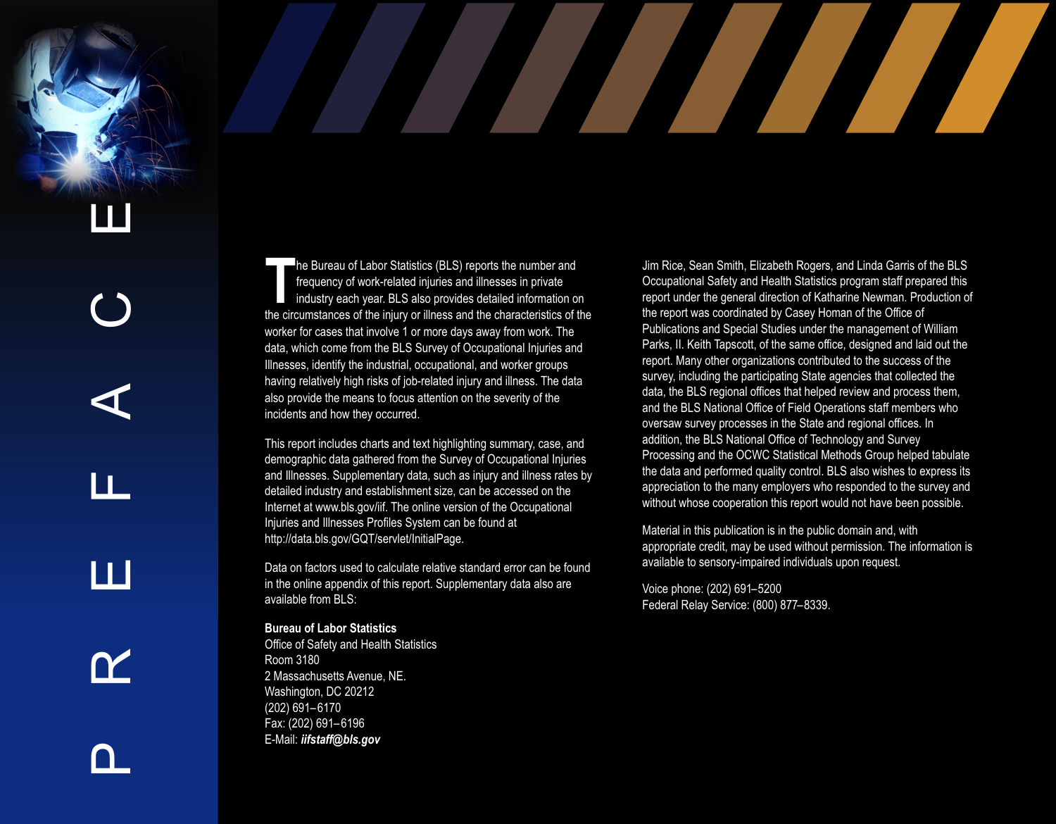# PREFACE

The Bureau of Labor Statistics (BLS) reports the number and frequency of work-related injuries and illnesses in private industry each year. BLS also provides detailed information on the circumstances of the injury or illness and the characteristics of the worker for cases that involve 1 or more days away from work. The data, which come from the BLS Survey of Occupational Injuries and Illnesses, identify the industrial, occupational, and worker groups having relatively high risks of job-related injury and illness. The data also provide the means to focus attention on the severity of the incidents and how they occurred.

This report includes charts and text highlighting summary, case, and demographic data gathered from the Survey of Occupational Injuries and Illnesses. Supplementary data, such as injury and illness rates by detailed industry and establishment size, can be accessed on the Internet at www.bls.gov/iif. The online version of the Occupational Injuries and Illnesses Profiles System can be found at http://data.bls.gov/GQT/servlet/InitialPage.

Data on factors used to calculate relative standard error can be found in the online appendix of this report. Supplementary data also are available from BLS:

**Bureau of Labor Statistics**
Office of Safety and Health Statistics
Room 3180
2 Massachusetts Avenue, NE.
Washington, DC 20212
(202) 691–6170
Fax: (202) 691–6196
E-Mail: ***iifstaff@bls.gov***

Jim Rice, Sean Smith, Elizabeth Rogers, and Linda Garris of the BLS Occupational Safety and Health Statistics program staff prepared this report under the general direction of Katharine Newman. Production of the report was coordinated by Casey Homan of the Office of Publications and Special Studies under the management of William Parks, II. Keith Tapscott, of the same office, designed and laid out the report. Many other organizations contributed to the success of the survey, including the participating State agencies that collected the data, the BLS regional offices that helped review and process them, and the BLS National Office of Field Operations staff members who oversaw survey processes in the State and regional offices. In addition, the BLS National Office of Technology and Survey Processing and the OCWC Statistical Methods Group helped tabulate the data and performed quality control. BLS also wishes to express its appreciation to the many employers who responded to the survey and without whose cooperation this report would not have been possible.

Material in this publication is in the public domain and, with appropriate credit, may be used without permission. The information is available to sensory-impaired individuals upon request.

Voice phone: (202) 691–5200
Federal Relay Service: (800) 877–8339.